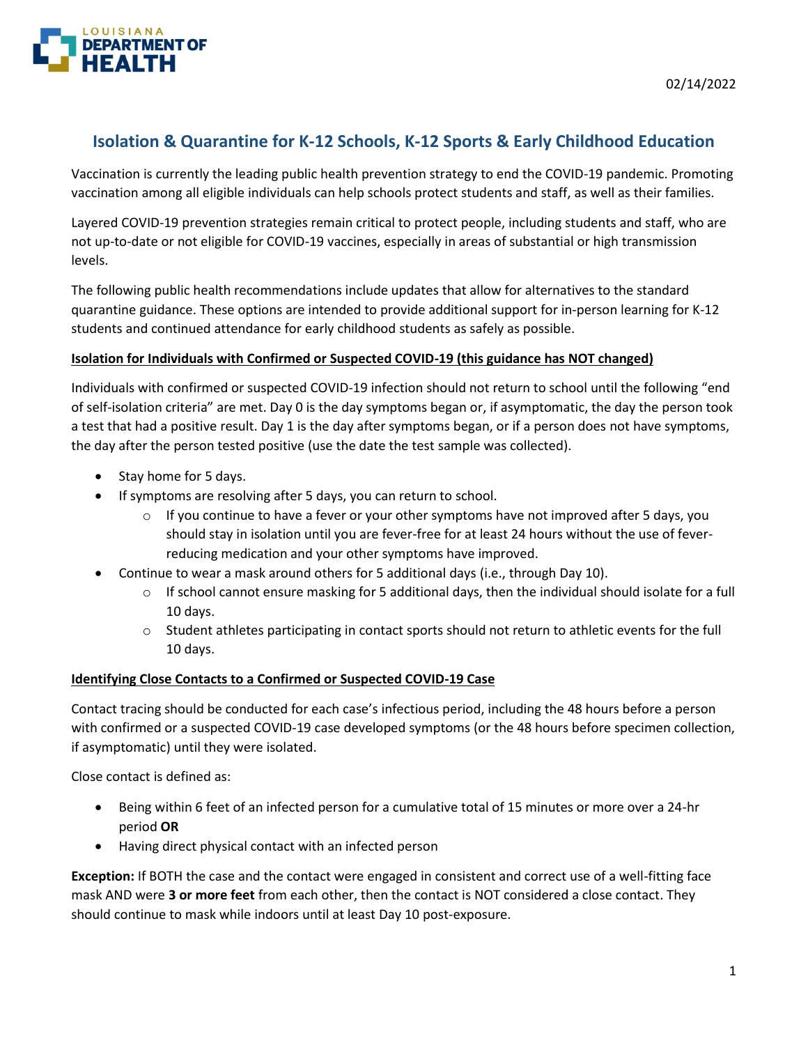LOUISIANA DEPARTMENT OF HEALTH

02/14/2022

# Isolation & Quarantine for K-12 Schools, K-12 Sports & Early Childhood Education

Vaccination is currently the leading public health prevention strategy to end the COVID-19 pandemic. Promoting vaccination among all eligible individuals can help schools protect students and staff, as well as their families.

Layered COVID-19 prevention strategies remain critical to protect people, including students and staff, who are not up-to-date or not eligible for COVID-19 vaccines, especially in areas of substantial or high transmission levels.

The following public health recommendations include updates that allow for alternatives to the standard quarantine guidance. These options are intended to provide additional support for in-person learning for K-12 students and continued attendance for early childhood students as safely as possible.

## Isolation for Individuals with Confirmed or Suspected COVID-19 (this guidance has NOT changed)

Individuals with confirmed or suspected COVID-19 infection should not return to school until the following "end of self-isolation criteria" are met. Day 0 is the day symptoms began or, if asymptomatic, the day the person took a test that had a positive result. Day 1 is the day after symptoms began, or if a person does not have symptoms, the day after the person tested positive (use the date the test sample was collected).

- Stay home for 5 days.
- If symptoms are resolving after 5 days, you can return to school.
  - If you continue to have a fever or your other symptoms have not improved after 5 days, you should stay in isolation until you are fever-free for at least 24 hours without the use of fever-reducing medication and your other symptoms have improved.
- Continue to wear a mask around others for 5 additional days (i.e., through Day 10).
  - If school cannot ensure masking for 5 additional days, then the individual should isolate for a full 10 days.
  - Student athletes participating in contact sports should not return to athletic events for the full 10 days.

## Identifying Close Contacts to a Confirmed or Suspected COVID-19 Case

Contact tracing should be conducted for each case's infectious period, including the 48 hours before a person with confirmed or a suspected COVID-19 case developed symptoms (or the 48 hours before specimen collection, if asymptomatic) until they were isolated.

Close contact is defined as:

- Being within 6 feet of an infected person for a cumulative total of 15 minutes or more over a 24-hr period **OR**
- Having direct physical contact with an infected person

**Exception:** If BOTH the case and the contact were engaged in consistent and correct use of a well-fitting face mask AND were **3 or more feet** from each other, then the contact is NOT considered a close contact. They should continue to mask while indoors until at least Day 10 post-exposure.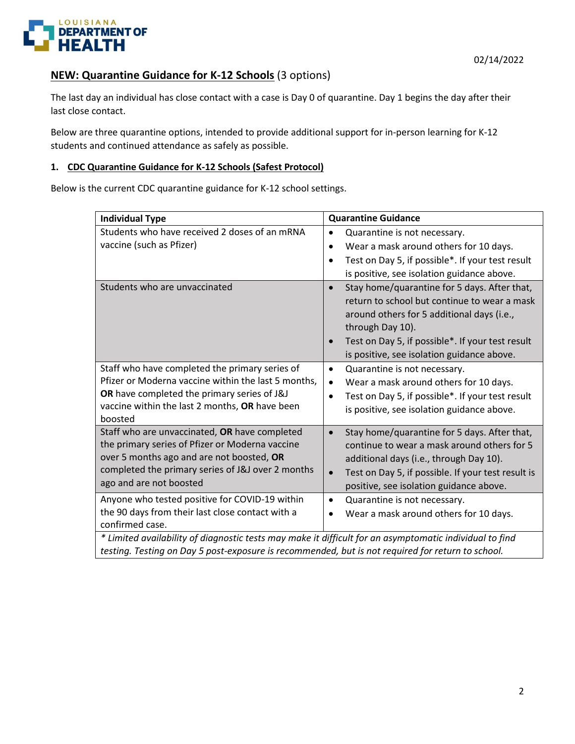02/14/2022

## NEW: Quarantine Guidance for K-12 Schools (3 options)

The last day an individual has close contact with a case is Day 0 of quarantine. Day 1 begins the day after their last close contact.

Below are three quarantine options, intended to provide additional support for in-person learning for K-12 students and continued attendance as safely as possible.

### 1. CDC Quarantine Guidance for K-12 Schools (Safest Protocol)

Below is the current CDC quarantine guidance for K-12 school settings.

| Individual Type | Quarantine Guidance |
| --- | --- |
| Students who have received 2 doses of an mRNA vaccine (such as Pfizer) | • Quarantine is not necessary.<br>• Wear a mask around others for 10 days.<br>• Test on Day 5, if possible*. If your test result is positive, see isolation guidance above. |
| Students who are unvaccinated | • Stay home/quarantine for 5 days. After that, return to school but continue to wear a mask around others for 5 additional days (i.e., through Day 10).<br>• Test on Day 5, if possible*. If your test result is positive, see isolation guidance above. |
| Staff who have completed the primary series of Pfizer or Moderna vaccine within the last 5 months, **OR** have completed the primary series of J&J vaccine within the last 2 months, **OR** have been boosted | • Quarantine is not necessary.<br>• Wear a mask around others for 10 days.<br>• Test on Day 5, if possible*. If your test result is positive, see isolation guidance above. |
| Staff who are unvaccinated, **OR** have completed the primary series of Pfizer or Moderna vaccine over 5 months ago and are not boosted, **OR** completed the primary series of J&J over 2 months ago and are not boosted | • Stay home/quarantine for 5 days. After that, continue to wear a mask around others for 5 additional days (i.e., through Day 10).<br>• Test on Day 5, if possible. If your test result is positive, see isolation guidance above. |
| Anyone who tested positive for COVID-19 within the 90 days from their last close contact with a confirmed case. | • Quarantine is not necessary.<br>• Wear a mask around others for 10 days. |

*\* Limited availability of diagnostic tests may make it difficult for an asymptomatic individual to find testing. Testing on Day 5 post-exposure is recommended, but is not required for return to school.*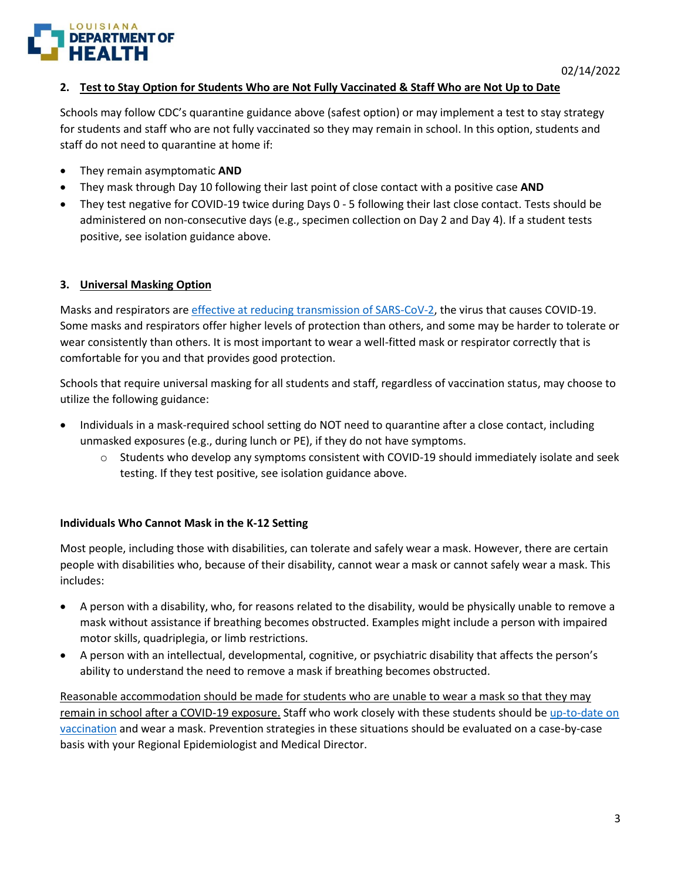02/14/2022

### 2. <u>Test to Stay Option for Students Who are Not Fully Vaccinated & Staff Who are Not Up to Date</u>

Schools may follow CDC's quarantine guidance above (safest option) or may implement a test to stay strategy for students and staff who are not fully vaccinated so they may remain in school. In this option, students and staff do not need to quarantine at home if:

- They remain asymptomatic **AND**
- They mask through Day 10 following their last point of close contact with a positive case **AND**
- They test negative for COVID-19 twice during Days 0 - 5 following their last close contact. Tests should be administered on non-consecutive days (e.g., specimen collection on Day 2 and Day 4). If a student tests positive, see isolation guidance above.

### 3. <u>Universal Masking Option</u>

Masks and respirators are [effective at reducing transmission of SARS-CoV-2](), the virus that causes COVID-19. Some masks and respirators offer higher levels of protection than others, and some may be harder to tolerate or wear consistently than others. It is most important to wear a well-fitted mask or respirator correctly that is comfortable for you and that provides good protection.

Schools that require universal masking for all students and staff, regardless of vaccination status, may choose to utilize the following guidance:

- Individuals in a mask-required school setting do NOT need to quarantine after a close contact, including unmasked exposures (e.g., during lunch or PE), if they do not have symptoms.
  - Students who develop any symptoms consistent with COVID-19 should immediately isolate and seek testing. If they test positive, see isolation guidance above.

**Individuals Who Cannot Mask in the K-12 Setting**

Most people, including those with disabilities, can tolerate and safely wear a mask. However, there are certain people with disabilities who, because of their disability, cannot wear a mask or cannot safely wear a mask. This includes:

- A person with a disability, who, for reasons related to the disability, would be physically unable to remove a mask without assistance if breathing becomes obstructed. Examples might include a person with impaired motor skills, quadriplegia, or limb restrictions.
- A person with an intellectual, developmental, cognitive, or psychiatric disability that affects the person's ability to understand the need to remove a mask if breathing becomes obstructed.

<u>Reasonable accommodation should be made for students who are unable to wear a mask so that they may remain in school after a COVID-19 exposure.</u> Staff who work closely with these students should be [up-to-date on vaccination]() and wear a mask. Prevention strategies in these situations should be evaluated on a case-by-case basis with your Regional Epidemiologist and Medical Director.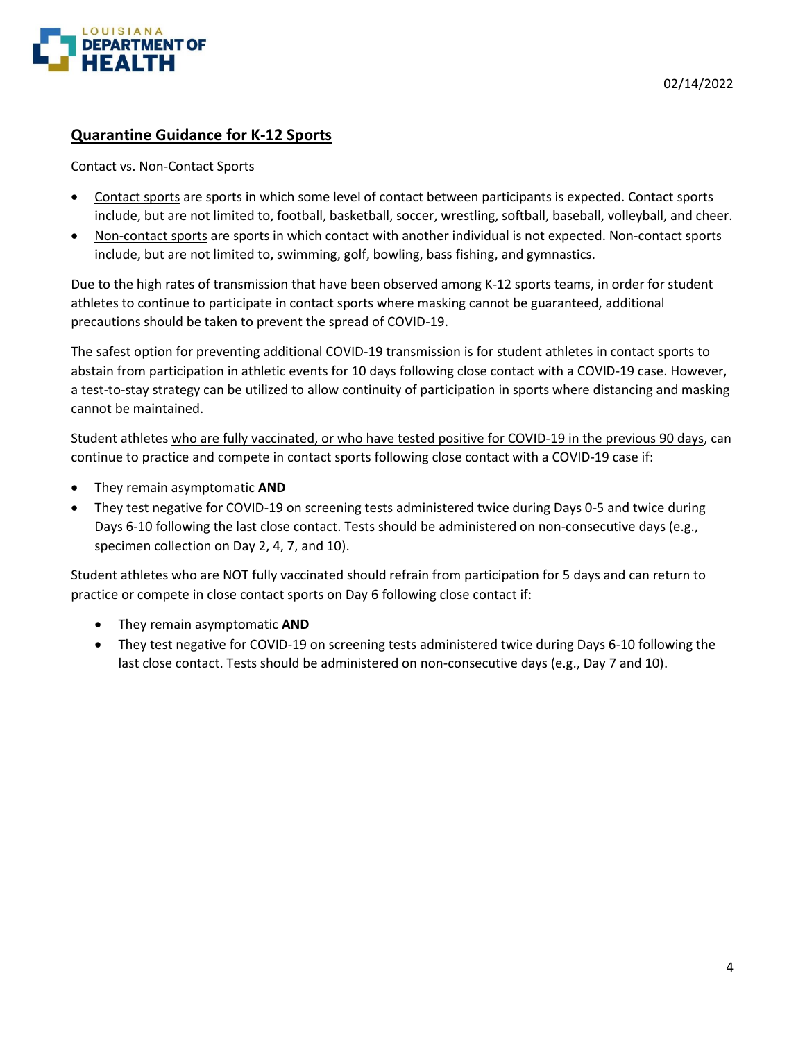## Quarantine Guidance for K-12 Sports

Contact vs. Non-Contact Sports

- Contact sports are sports in which some level of contact between participants is expected. Contact sports include, but are not limited to, football, basketball, soccer, wrestling, softball, baseball, volleyball, and cheer.
- Non-contact sports are sports in which contact with another individual is not expected. Non-contact sports include, but are not limited to, swimming, golf, bowling, bass fishing, and gymnastics.

Due to the high rates of transmission that have been observed among K-12 sports teams, in order for student athletes to continue to participate in contact sports where masking cannot be guaranteed, additional precautions should be taken to prevent the spread of COVID-19.

The safest option for preventing additional COVID-19 transmission is for student athletes in contact sports to abstain from participation in athletic events for 10 days following close contact with a COVID-19 case. However, a test-to-stay strategy can be utilized to allow continuity of participation in sports where distancing and masking cannot be maintained.

Student athletes who are fully vaccinated, or who have tested positive for COVID-19 in the previous 90 days, can continue to practice and compete in contact sports following close contact with a COVID-19 case if:

- They remain asymptomatic **AND**
- They test negative for COVID-19 on screening tests administered twice during Days 0-5 and twice during Days 6-10 following the last close contact. Tests should be administered on non-consecutive days (e.g., specimen collection on Day 2, 4, 7, and 10).

Student athletes who are NOT fully vaccinated should refrain from participation for 5 days and can return to practice or compete in close contact sports on Day 6 following close contact if:

- They remain asymptomatic **AND**
- They test negative for COVID-19 on screening tests administered twice during Days 6-10 following the last close contact. Tests should be administered on non-consecutive days (e.g., Day 7 and 10).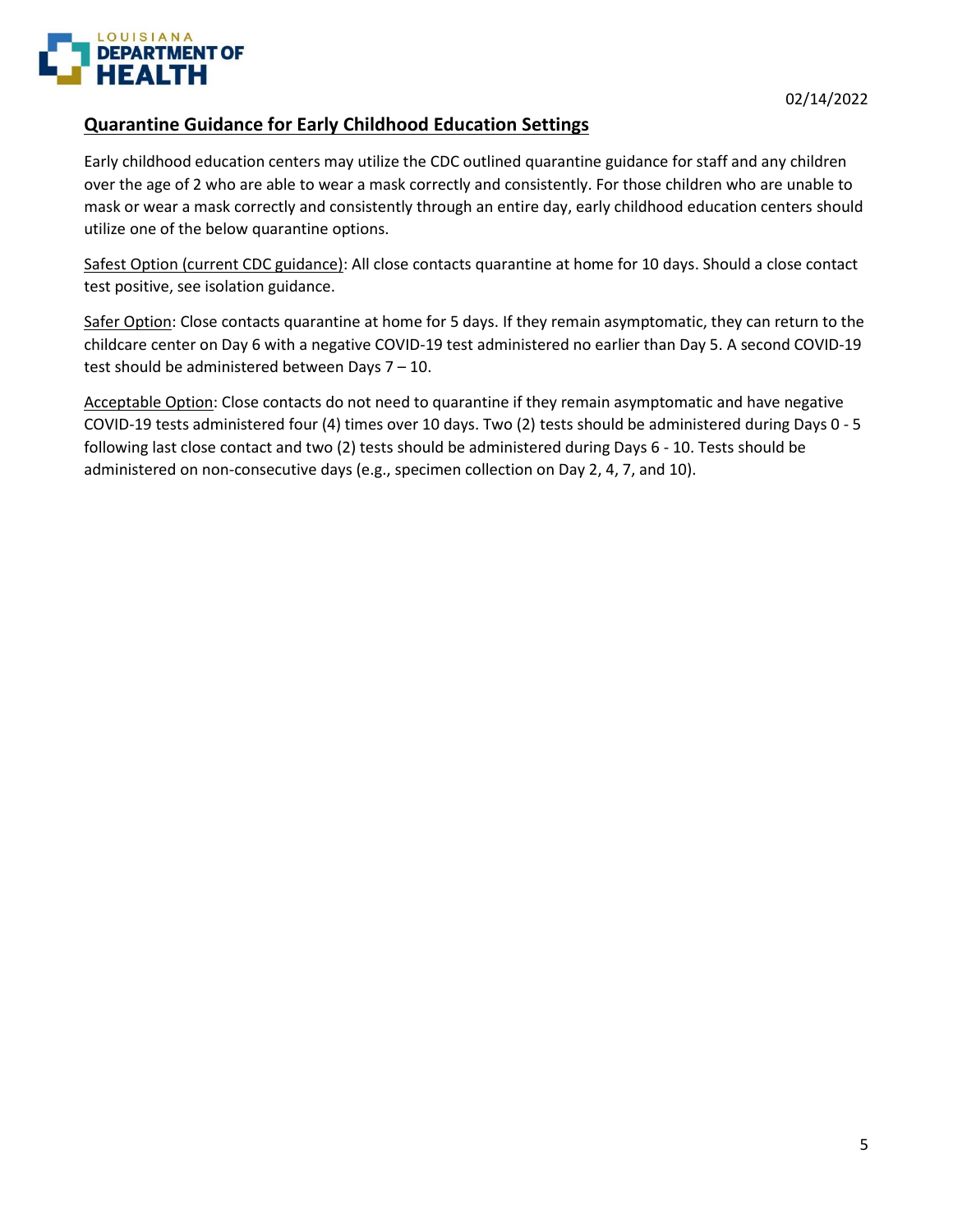02/14/2022

## Quarantine Guidance for Early Childhood Education Settings

Early childhood education centers may utilize the CDC outlined quarantine guidance for staff and any children over the age of 2 who are able to wear a mask correctly and consistently. For those children who are unable to mask or wear a mask correctly and consistently through an entire day, early childhood education centers should utilize one of the below quarantine options.

Safest Option (current CDC guidance): All close contacts quarantine at home for 10 days. Should a close contact test positive, see isolation guidance.

Safer Option: Close contacts quarantine at home for 5 days. If they remain asymptomatic, they can return to the childcare center on Day 6 with a negative COVID-19 test administered no earlier than Day 5. A second COVID-19 test should be administered between Days 7 – 10.

Acceptable Option: Close contacts do not need to quarantine if they remain asymptomatic and have negative COVID-19 tests administered four (4) times over 10 days. Two (2) tests should be administered during Days 0 - 5 following last close contact and two (2) tests should be administered during Days 6 - 10. Tests should be administered on non-consecutive days (e.g., specimen collection on Day 2, 4, 7, and 10).